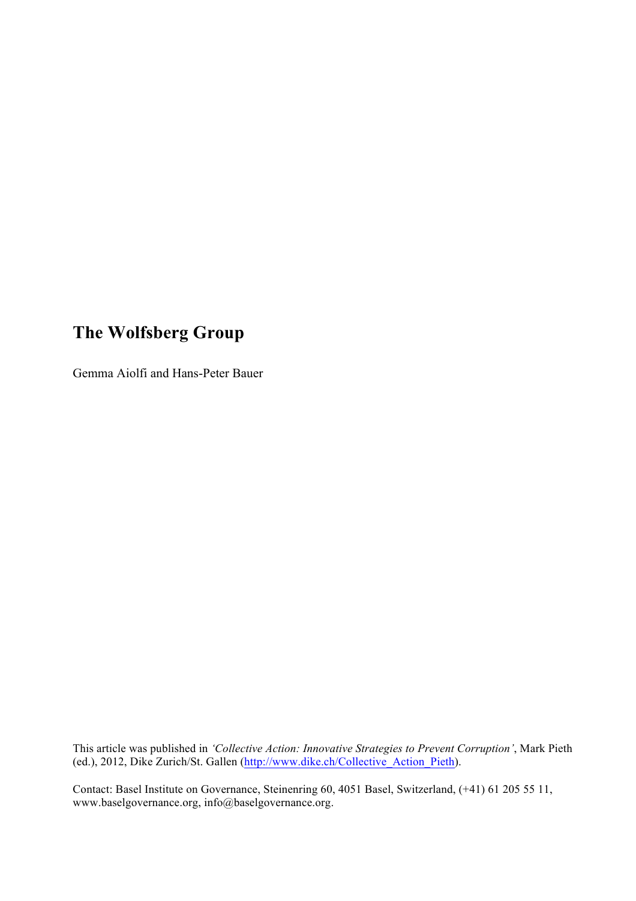# The Wolfsberg Group

Gemma Aiolfi and Hans-Peter Bauer

This article was published in *'Collective Action: Innovative Strategies to Prevent Corruption'*, Mark Pieth (ed.), 2012, Dike Zurich/St. Gallen (http://www.dike.ch/Collective_Action_Pieth).

Contact: Basel Institute on Governance, Steinenring 60, 4051 Basel, Switzerland, (+41) 61 205 55 11, www.baselgovernance.org, info@baselgovernance.org.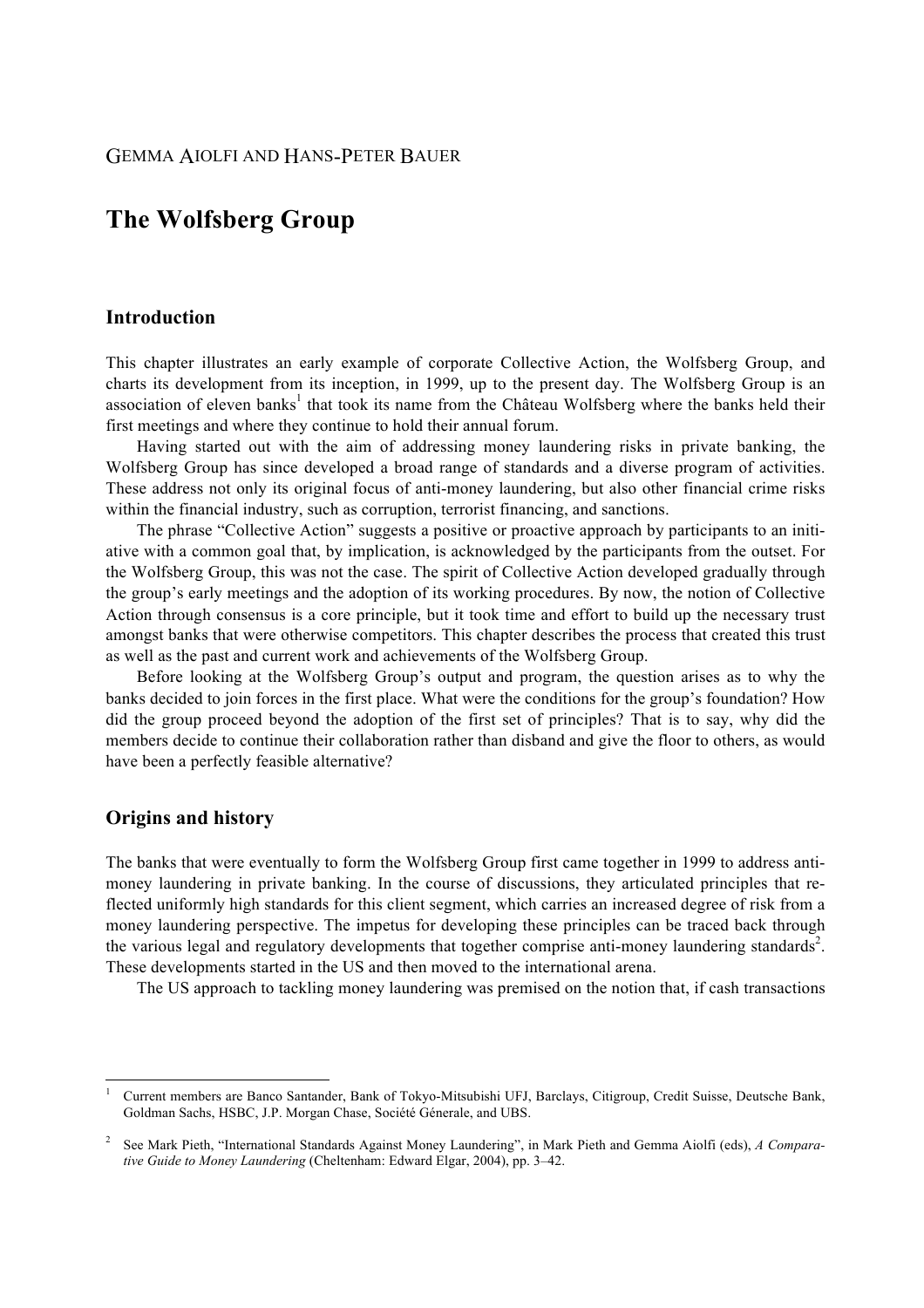GEMMA AIOLFI AND HANS-PETER BAUER

# The Wolfsberg Group

## Introduction

This chapter illustrates an early example of corporate Collective Action, the Wolfsberg Group, and charts its development from its inception, in 1999, up to the present day. The Wolfsberg Group is an association of eleven banks[1] that took its name from the Château Wolfsberg where the banks held their first meetings and where they continue to hold their annual forum.

Having started out with the aim of addressing money laundering risks in private banking, the Wolfsberg Group has since developed a broad range of standards and a diverse program of activities. These address not only its original focus of anti-money laundering, but also other financial crime risks within the financial industry, such as corruption, terrorist financing, and sanctions.

The phrase "Collective Action" suggests a positive or proactive approach by participants to an initiative with a common goal that, by implication, is acknowledged by the participants from the outset. For the Wolfsberg Group, this was not the case. The spirit of Collective Action developed gradually through the group's early meetings and the adoption of its working procedures. By now, the notion of Collective Action through consensus is a core principle, but it took time and effort to build up the necessary trust amongst banks that were otherwise competitors. This chapter describes the process that created this trust as well as the past and current work and achievements of the Wolfsberg Group.

Before looking at the Wolfsberg Group's output and program, the question arises as to why the banks decided to join forces in the first place. What were the conditions for the group's foundation? How did the group proceed beyond the adoption of the first set of principles? That is to say, why did the members decide to continue their collaboration rather than disband and give the floor to others, as would have been a perfectly feasible alternative?

## Origins and history

The banks that were eventually to form the Wolfsberg Group first came together in 1999 to address anti-money laundering in private banking. In the course of discussions, they articulated principles that reflected uniformly high standards for this client segment, which carries an increased degree of risk from a money laundering perspective. The impetus for developing these principles can be traced back through the various legal and regulatory developments that together comprise anti-money laundering standards[2]. These developments started in the US and then moved to the international arena.

The US approach to tackling money laundering was premised on the notion that, if cash transactions

---

[1] Current members are Banco Santander, Bank of Tokyo-Mitsubishi UFJ, Barclays, Citigroup, Credit Suisse, Deutsche Bank, Goldman Sachs, HSBC, J.P. Morgan Chase, Société Génerale, and UBS.

[2] See Mark Pieth, "International Standards Against Money Laundering", in Mark Pieth and Gemma Aiolfi (eds), *A Comparative Guide to Money Laundering* (Cheltenham: Edward Elgar, 2004), pp. 3–42.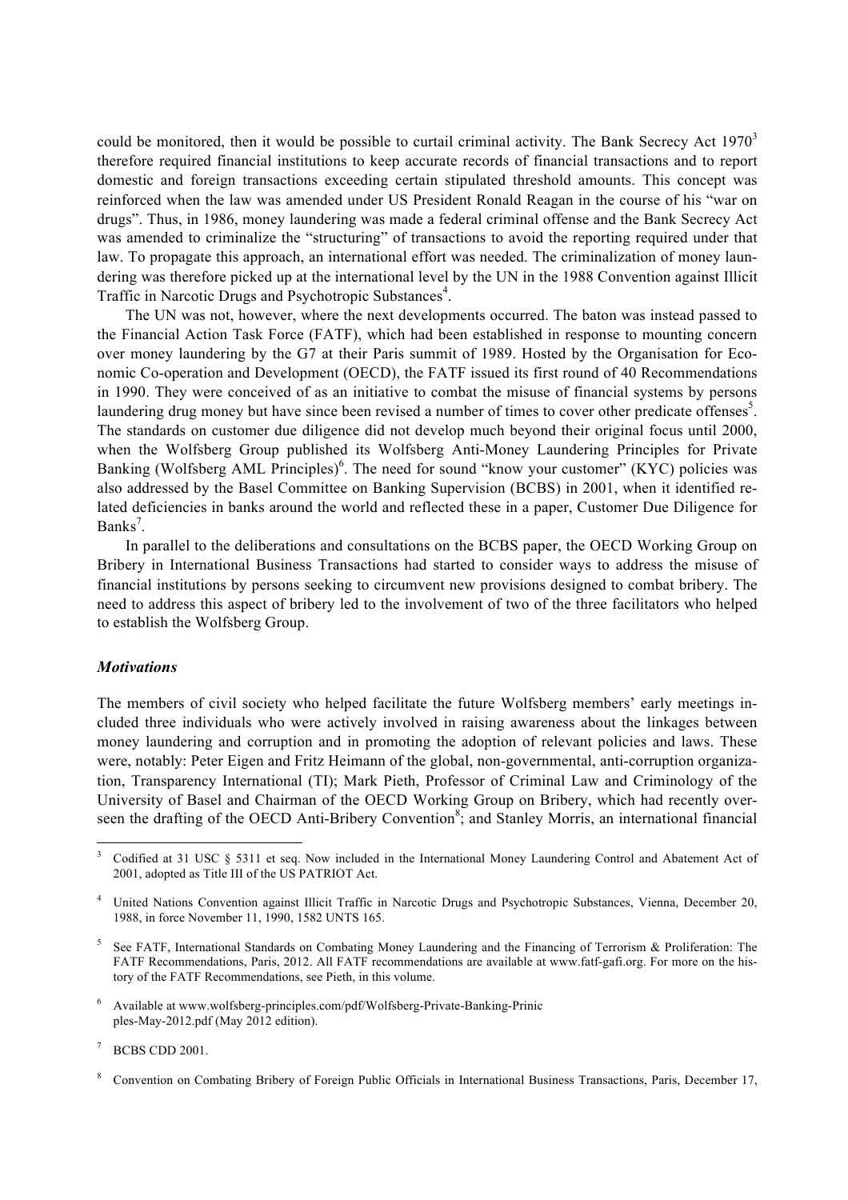could be monitored, then it would be possible to curtail criminal activity. The Bank Secrecy Act 1970[3] therefore required financial institutions to keep accurate records of financial transactions and to report domestic and foreign transactions exceeding certain stipulated threshold amounts. This concept was reinforced when the law was amended under US President Ronald Reagan in the course of his "war on drugs". Thus, in 1986, money laundering was made a federal criminal offense and the Bank Secrecy Act was amended to criminalize the "structuring" of transactions to avoid the reporting required under that law. To propagate this approach, an international effort was needed. The criminalization of money laundering was therefore picked up at the international level by the UN in the 1988 Convention against Illicit Traffic in Narcotic Drugs and Psychotropic Substances[4].

The UN was not, however, where the next developments occurred. The baton was instead passed to the Financial Action Task Force (FATF), which had been established in response to mounting concern over money laundering by the G7 at their Paris summit of 1989. Hosted by the Organisation for Economic Co-operation and Development (OECD), the FATF issued its first round of 40 Recommendations in 1990. They were conceived of as an initiative to combat the misuse of financial systems by persons laundering drug money but have since been revised a number of times to cover other predicate offenses[5]. The standards on customer due diligence did not develop much beyond their original focus until 2000, when the Wolfsberg Group published its Wolfsberg Anti-Money Laundering Principles for Private Banking (Wolfsberg AML Principles)[6]. The need for sound "know your customer" (KYC) policies was also addressed by the Basel Committee on Banking Supervision (BCBS) in 2001, when it identified related deficiencies in banks around the world and reflected these in a paper, Customer Due Diligence for Banks[7].

In parallel to the deliberations and consultations on the BCBS paper, the OECD Working Group on Bribery in International Business Transactions had started to consider ways to address the misuse of financial institutions by persons seeking to circumvent new provisions designed to combat bribery. The need to address this aspect of bribery led to the involvement of two of the three facilitators who helped to establish the Wolfsberg Group.

### *Motivations*

The members of civil society who helped facilitate the future Wolfsberg members' early meetings included three individuals who were actively involved in raising awareness about the linkages between money laundering and corruption and in promoting the adoption of relevant policies and laws. These were, notably: Peter Eigen and Fritz Heimann of the global, non-governmental, anti-corruption organization, Transparency International (TI); Mark Pieth, Professor of Criminal Law and Criminology of the University of Basel and Chairman of the OECD Working Group on Bribery, which had recently overseen the drafting of the OECD Anti-Bribery Convention[8]; and Stanley Morris, an international financial

---

[3] Codified at 31 USC § 5311 et seq. Now included in the International Money Laundering Control and Abatement Act of 2001, adopted as Title III of the US PATRIOT Act.

[4] United Nations Convention against Illicit Traffic in Narcotic Drugs and Psychotropic Substances, Vienna, December 20, 1988, in force November 11, 1990, 1582 UNTS 165.

[5] See FATF, International Standards on Combating Money Laundering and the Financing of Terrorism & Proliferation: The FATF Recommendations, Paris, 2012. All FATF recommendations are available at www.fatf-gafi.org. For more on the history of the FATF Recommendations, see Pieth, in this volume.

[6] Available at www.wolfsberg-principles.com/pdf/Wolfsberg-Private-Banking-Prinic ples-May-2012.pdf (May 2012 edition).

[7] BCBS CDD 2001.

[8] Convention on Combating Bribery of Foreign Public Officials in International Business Transactions, Paris, December 17,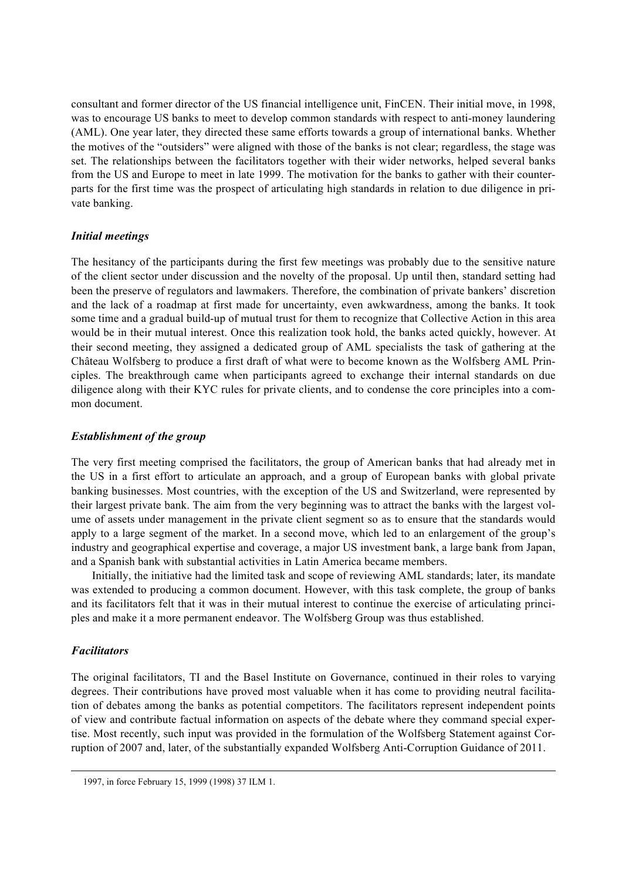consultant and former director of the US financial intelligence unit, FinCEN. Their initial move, in 1998, was to encourage US banks to meet to develop common standards with respect to anti-money laundering (AML). One year later, they directed these same efforts towards a group of international banks. Whether the motives of the "outsiders" were aligned with those of the banks is not clear; regardless, the stage was set. The relationships between the facilitators together with their wider networks, helped several banks from the US and Europe to meet in late 1999. The motivation for the banks to gather with their counterparts for the first time was the prospect of articulating high standards in relation to due diligence in private banking.

### *Initial meetings*

The hesitancy of the participants during the first few meetings was probably due to the sensitive nature of the client sector under discussion and the novelty of the proposal. Up until then, standard setting had been the preserve of regulators and lawmakers. Therefore, the combination of private bankers' discretion and the lack of a roadmap at first made for uncertainty, even awkwardness, among the banks. It took some time and a gradual build-up of mutual trust for them to recognize that Collective Action in this area would be in their mutual interest. Once this realization took hold, the banks acted quickly, however. At their second meeting, they assigned a dedicated group of AML specialists the task of gathering at the Château Wolfsberg to produce a first draft of what were to become known as the Wolfsberg AML Principles. The breakthrough came when participants agreed to exchange their internal standards on due diligence along with their KYC rules for private clients, and to condense the core principles into a common document.

### *Establishment of the group*

The very first meeting comprised the facilitators, the group of American banks that had already met in the US in a first effort to articulate an approach, and a group of European banks with global private banking businesses. Most countries, with the exception of the US and Switzerland, were represented by their largest private bank. The aim from the very beginning was to attract the banks with the largest volume of assets under management in the private client segment so as to ensure that the standards would apply to a large segment of the market. In a second move, which led to an enlargement of the group's industry and geographical expertise and coverage, a major US investment bank, a large bank from Japan, and a Spanish bank with substantial activities in Latin America became members.

Initially, the initiative had the limited task and scope of reviewing AML standards; later, its mandate was extended to producing a common document. However, with this task complete, the group of banks and its facilitators felt that it was in their mutual interest to continue the exercise of articulating principles and make it a more permanent endeavor. The Wolfsberg Group was thus established.

### *Facilitators*

The original facilitators, TI and the Basel Institute on Governance, continued in their roles to varying degrees. Their contributions have proved most valuable when it has come to providing neutral facilitation of debates among the banks as potential competitors. The facilitators represent independent points of view and contribute factual information on aspects of the debate where they command special expertise. Most recently, such input was provided in the formulation of the Wolfsberg Statement against Corruption of 2007 and, later, of the substantially expanded Wolfsberg Anti-Corruption Guidance of 2011.

---

1997, in force February 15, 1999 (1998) 37 ILM 1.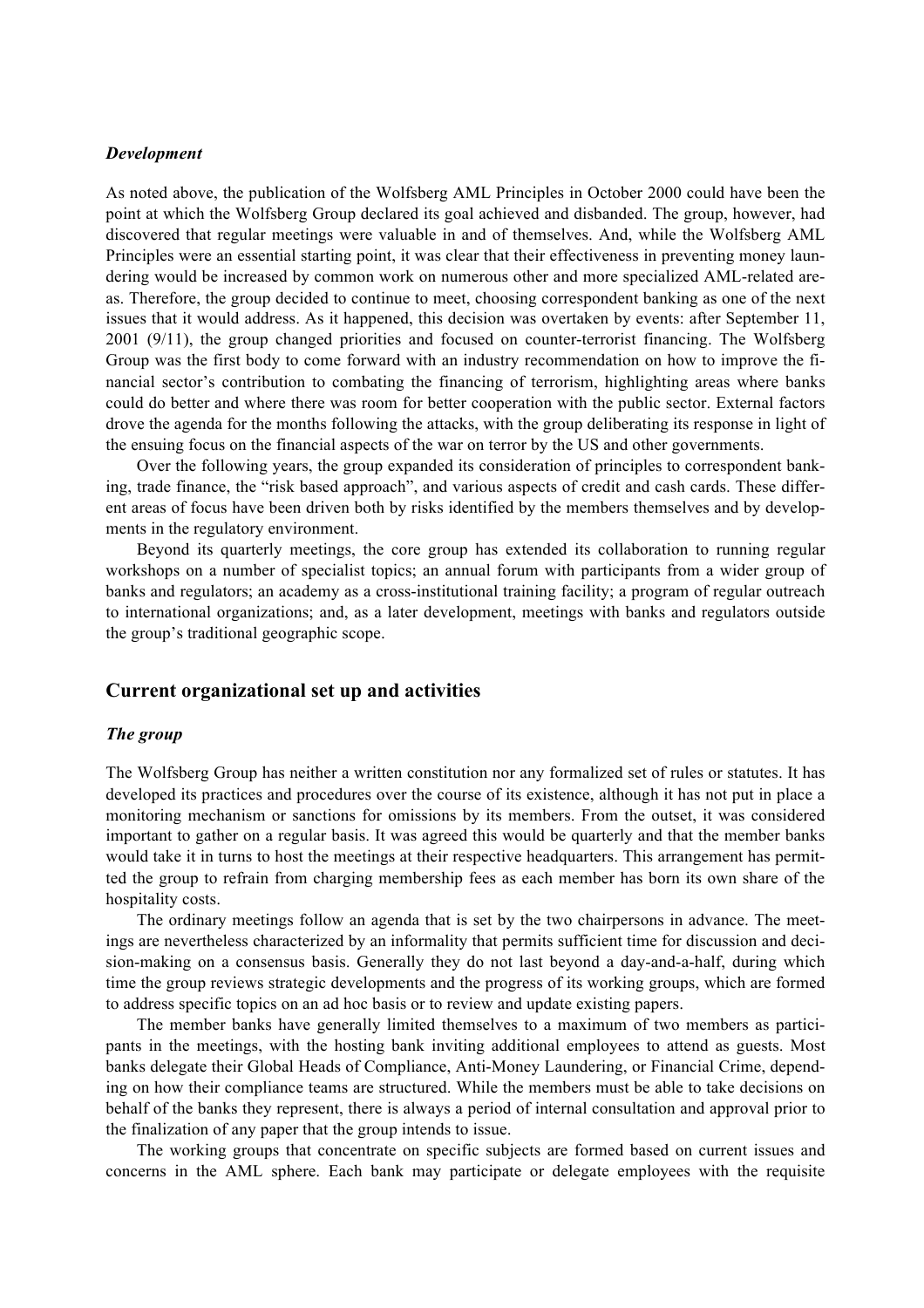### *Development*

As noted above, the publication of the Wolfsberg AML Principles in October 2000 could have been the point at which the Wolfsberg Group declared its goal achieved and disbanded. The group, however, had discovered that regular meetings were valuable in and of themselves. And, while the Wolfsberg AML Principles were an essential starting point, it was clear that their effectiveness in preventing money laundering would be increased by common work on numerous other and more specialized AML-related areas. Therefore, the group decided to continue to meet, choosing correspondent banking as one of the next issues that it would address. As it happened, this decision was overtaken by events: after September 11, 2001 (9/11), the group changed priorities and focused on counter-terrorist financing. The Wolfsberg Group was the first body to come forward with an industry recommendation on how to improve the financial sector's contribution to combating the financing of terrorism, highlighting areas where banks could do better and where there was room for better cooperation with the public sector. External factors drove the agenda for the months following the attacks, with the group deliberating its response in light of the ensuing focus on the financial aspects of the war on terror by the US and other governments.

Over the following years, the group expanded its consideration of principles to correspondent banking, trade finance, the "risk based approach", and various aspects of credit and cash cards. These different areas of focus have been driven both by risks identified by the members themselves and by developments in the regulatory environment.

Beyond its quarterly meetings, the core group has extended its collaboration to running regular workshops on a number of specialist topics; an annual forum with participants from a wider group of banks and regulators; an academy as a cross-institutional training facility; a program of regular outreach to international organizations; and, as a later development, meetings with banks and regulators outside the group's traditional geographic scope.

## Current organizational set up and activities

### *The group*

The Wolfsberg Group has neither a written constitution nor any formalized set of rules or statutes. It has developed its practices and procedures over the course of its existence, although it has not put in place a monitoring mechanism or sanctions for omissions by its members. From the outset, it was considered important to gather on a regular basis. It was agreed this would be quarterly and that the member banks would take it in turns to host the meetings at their respective headquarters. This arrangement has permitted the group to refrain from charging membership fees as each member has born its own share of the hospitality costs.

The ordinary meetings follow an agenda that is set by the two chairpersons in advance. The meetings are nevertheless characterized by an informality that permits sufficient time for discussion and decision-making on a consensus basis. Generally they do not last beyond a day-and-a-half, during which time the group reviews strategic developments and the progress of its working groups, which are formed to address specific topics on an ad hoc basis or to review and update existing papers.

The member banks have generally limited themselves to a maximum of two members as participants in the meetings, with the hosting bank inviting additional employees to attend as guests. Most banks delegate their Global Heads of Compliance, Anti-Money Laundering, or Financial Crime, depending on how their compliance teams are structured. While the members must be able to take decisions on behalf of the banks they represent, there is always a period of internal consultation and approval prior to the finalization of any paper that the group intends to issue.

The working groups that concentrate on specific subjects are formed based on current issues and concerns in the AML sphere. Each bank may participate or delegate employees with the requisite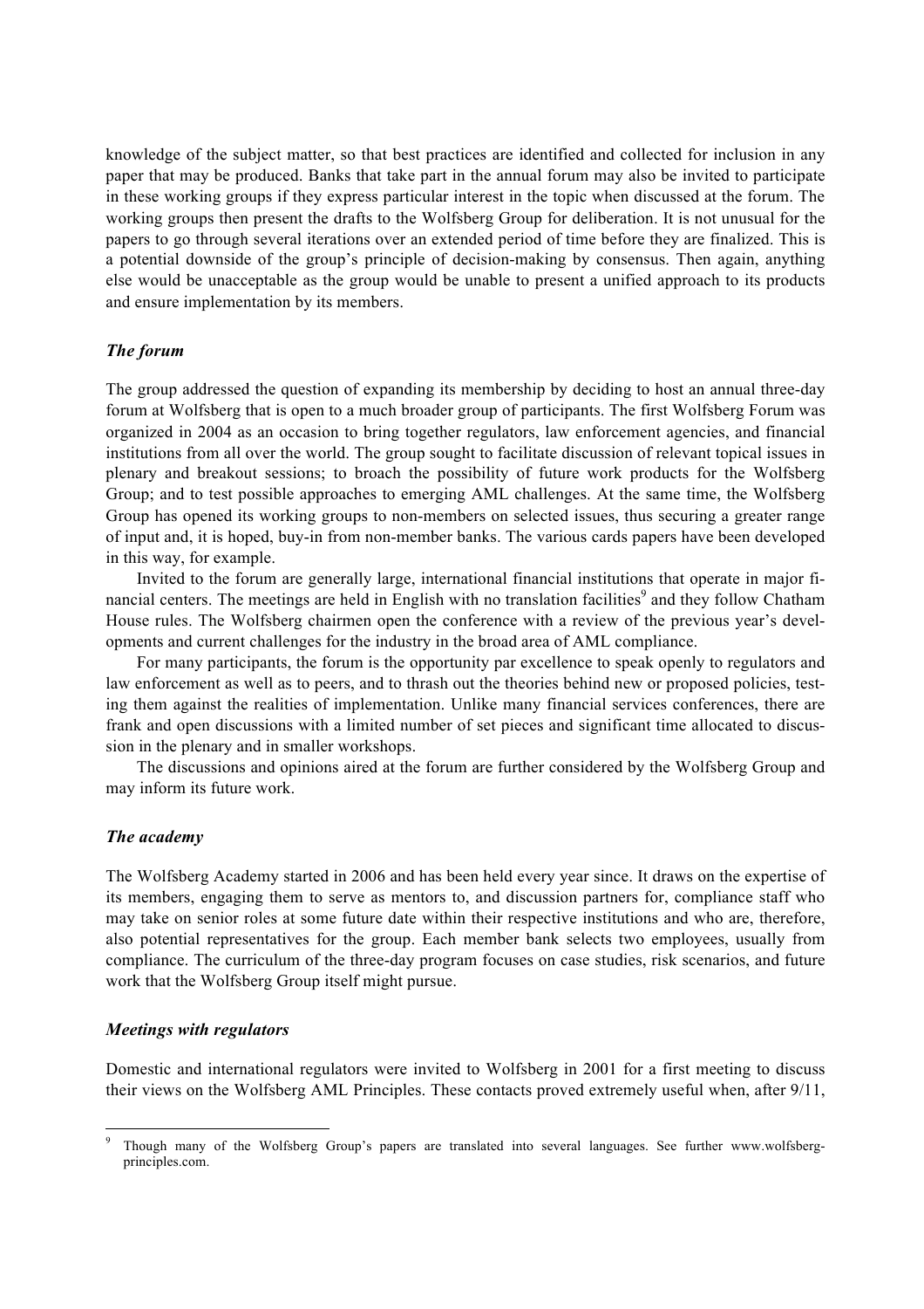knowledge of the subject matter, so that best practices are identified and collected for inclusion in any paper that may be produced. Banks that take part in the annual forum may also be invited to participate in these working groups if they express particular interest in the topic when discussed at the forum. The working groups then present the drafts to the Wolfsberg Group for deliberation. It is not unusual for the papers to go through several iterations over an extended period of time before they are finalized. This is a potential downside of the group's principle of decision-making by consensus. Then again, anything else would be unacceptable as the group would be unable to present a unified approach to its products and ensure implementation by its members.

### *The forum*

The group addressed the question of expanding its membership by deciding to host an annual three-day forum at Wolfsberg that is open to a much broader group of participants. The first Wolfsberg Forum was organized in 2004 as an occasion to bring together regulators, law enforcement agencies, and financial institutions from all over the world. The group sought to facilitate discussion of relevant topical issues in plenary and breakout sessions; to broach the possibility of future work products for the Wolfsberg Group; and to test possible approaches to emerging AML challenges. At the same time, the Wolfsberg Group has opened its working groups to non-members on selected issues, thus securing a greater range of input and, it is hoped, buy-in from non-member banks. The various cards papers have been developed in this way, for example.

Invited to the forum are generally large, international financial institutions that operate in major financial centers. The meetings are held in English with no translation facilities[9] and they follow Chatham House rules. The Wolfsberg chairmen open the conference with a review of the previous year's developments and current challenges for the industry in the broad area of AML compliance.

For many participants, the forum is the opportunity par excellence to speak openly to regulators and law enforcement as well as to peers, and to thrash out the theories behind new or proposed policies, testing them against the realities of implementation. Unlike many financial services conferences, there are frank and open discussions with a limited number of set pieces and significant time allocated to discussion in the plenary and in smaller workshops.

The discussions and opinions aired at the forum are further considered by the Wolfsberg Group and may inform its future work.

### *The academy*

The Wolfsberg Academy started in 2006 and has been held every year since. It draws on the expertise of its members, engaging them to serve as mentors to, and discussion partners for, compliance staff who may take on senior roles at some future date within their respective institutions and who are, therefore, also potential representatives for the group. Each member bank selects two employees, usually from compliance. The curriculum of the three-day program focuses on case studies, risk scenarios, and future work that the Wolfsberg Group itself might pursue.

### *Meetings with regulators*

Domestic and international regulators were invited to Wolfsberg in 2001 for a first meeting to discuss their views on the Wolfsberg AML Principles. These contacts proved extremely useful when, after 9/11,

---

[9] Though many of the Wolfsberg Group's papers are translated into several languages. See further www.wolfsberg-principles.com.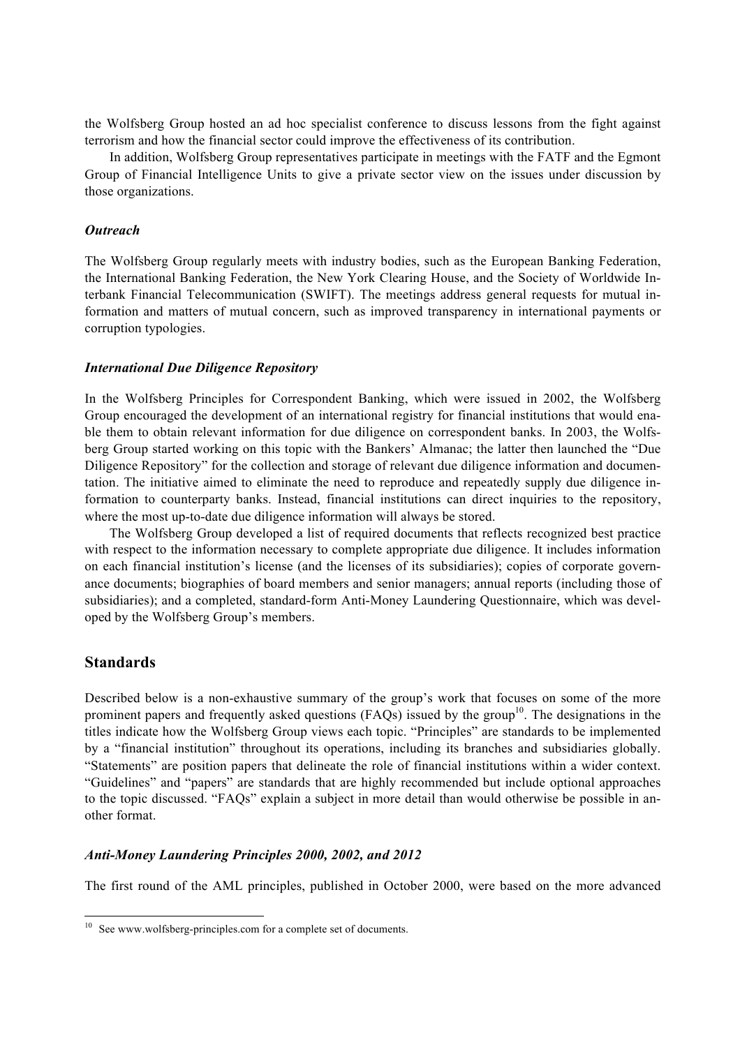the Wolfsberg Group hosted an ad hoc specialist conference to discuss lessons from the fight against terrorism and how the financial sector could improve the effectiveness of its contribution.

In addition, Wolfsberg Group representatives participate in meetings with the FATF and the Egmont Group of Financial Intelligence Units to give a private sector view on the issues under discussion by those organizations.

### *Outreach*

The Wolfsberg Group regularly meets with industry bodies, such as the European Banking Federation, the International Banking Federation, the New York Clearing House, and the Society of Worldwide Interbank Financial Telecommunication (SWIFT). The meetings address general requests for mutual information and matters of mutual concern, such as improved transparency in international payments or corruption typologies.

### *International Due Diligence Repository*

In the Wolfsberg Principles for Correspondent Banking, which were issued in 2002, the Wolfsberg Group encouraged the development of an international registry for financial institutions that would enable them to obtain relevant information for due diligence on correspondent banks. In 2003, the Wolfsberg Group started working on this topic with the Bankers' Almanac; the latter then launched the "Due Diligence Repository" for the collection and storage of relevant due diligence information and documentation. The initiative aimed to eliminate the need to reproduce and repeatedly supply due diligence information to counterparty banks. Instead, financial institutions can direct inquiries to the repository, where the most up-to-date due diligence information will always be stored.

The Wolfsberg Group developed a list of required documents that reflects recognized best practice with respect to the information necessary to complete appropriate due diligence. It includes information on each financial institution's license (and the licenses of its subsidiaries); copies of corporate governance documents; biographies of board members and senior managers; annual reports (including those of subsidiaries); and a completed, standard-form Anti-Money Laundering Questionnaire, which was developed by the Wolfsberg Group's members.

## Standards

Described below is a non-exhaustive summary of the group's work that focuses on some of the more prominent papers and frequently asked questions (FAQs) issued by the group[10]. The designations in the titles indicate how the Wolfsberg Group views each topic. "Principles" are standards to be implemented by a "financial institution" throughout its operations, including its branches and subsidiaries globally. "Statements" are position papers that delineate the role of financial institutions within a wider context. "Guidelines" and "papers" are standards that are highly recommended but include optional approaches to the topic discussed. "FAQs" explain a subject in more detail than would otherwise be possible in another format.

### *Anti-Money Laundering Principles 2000, 2002, and 2012*

The first round of the AML principles, published in October 2000, were based on the more advanced

[10] See www.wolfsberg-principles.com for a complete set of documents.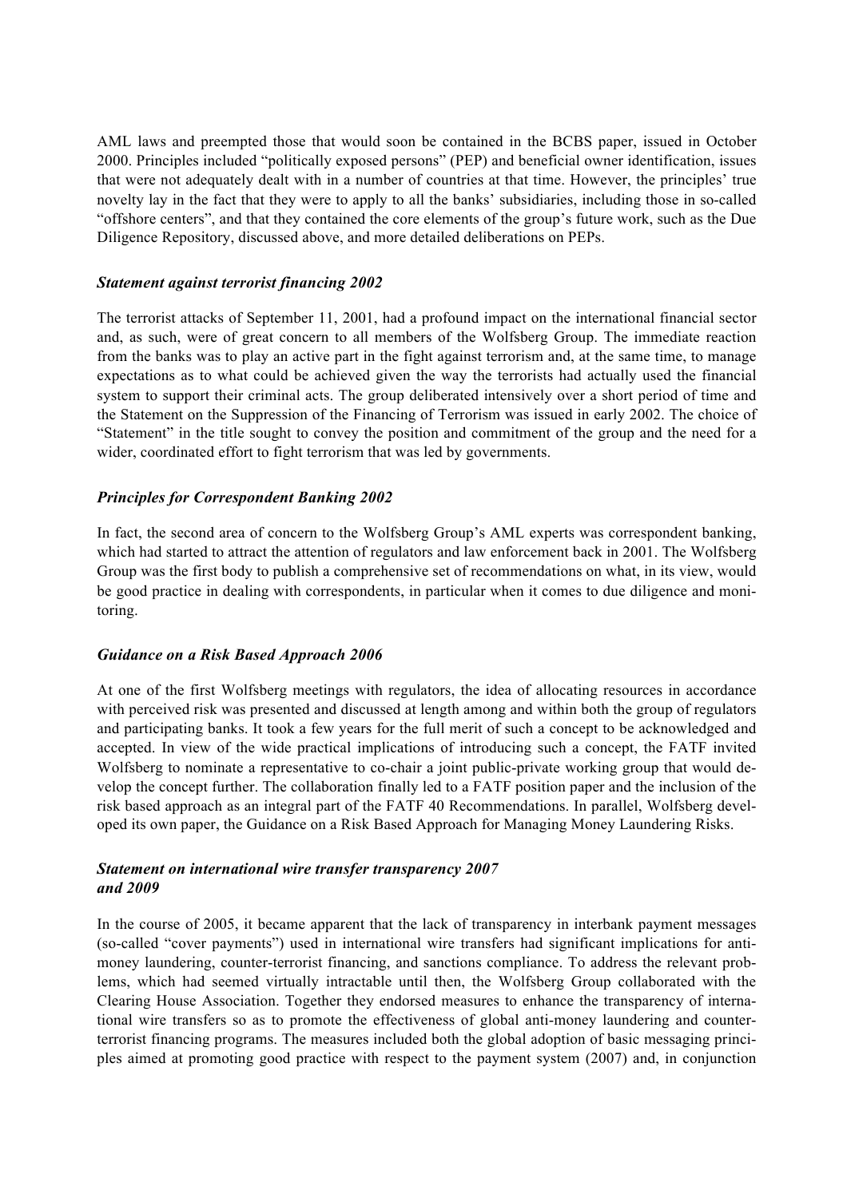AML laws and preempted those that would soon be contained in the BCBS paper, issued in October 2000. Principles included "politically exposed persons" (PEP) and beneficial owner identification, issues that were not adequately dealt with in a number of countries at that time. However, the principles' true novelty lay in the fact that they were to apply to all the banks' subsidiaries, including those in so-called "offshore centers", and that they contained the core elements of the group's future work, such as the Due Diligence Repository, discussed above, and more detailed deliberations on PEPs.

### *Statement against terrorist financing 2002*

The terrorist attacks of September 11, 2001, had a profound impact on the international financial sector and, as such, were of great concern to all members of the Wolfsberg Group. The immediate reaction from the banks was to play an active part in the fight against terrorism and, at the same time, to manage expectations as to what could be achieved given the way the terrorists had actually used the financial system to support their criminal acts. The group deliberated intensively over a short period of time and the Statement on the Suppression of the Financing of Terrorism was issued in early 2002. The choice of "Statement" in the title sought to convey the position and commitment of the group and the need for a wider, coordinated effort to fight terrorism that was led by governments.

### *Principles for Correspondent Banking 2002*

In fact, the second area of concern to the Wolfsberg Group's AML experts was correspondent banking, which had started to attract the attention of regulators and law enforcement back in 2001. The Wolfsberg Group was the first body to publish a comprehensive set of recommendations on what, in its view, would be good practice in dealing with correspondents, in particular when it comes to due diligence and monitoring.

### *Guidance on a Risk Based Approach 2006*

At one of the first Wolfsberg meetings with regulators, the idea of allocating resources in accordance with perceived risk was presented and discussed at length among and within both the group of regulators and participating banks. It took a few years for the full merit of such a concept to be acknowledged and accepted. In view of the wide practical implications of introducing such a concept, the FATF invited Wolfsberg to nominate a representative to co-chair a joint public-private working group that would develop the concept further. The collaboration finally led to a FATF position paper and the inclusion of the risk based approach as an integral part of the FATF 40 Recommendations. In parallel, Wolfsberg developed its own paper, the Guidance on a Risk Based Approach for Managing Money Laundering Risks.

### *Statement on international wire transfer transparency 2007 and 2009*

In the course of 2005, it became apparent that the lack of transparency in interbank payment messages (so-called "cover payments") used in international wire transfers had significant implications for anti-money laundering, counter-terrorist financing, and sanctions compliance. To address the relevant problems, which had seemed virtually intractable until then, the Wolfsberg Group collaborated with the Clearing House Association. Together they endorsed measures to enhance the transparency of international wire transfers so as to promote the effectiveness of global anti-money laundering and counter-terrorist financing programs. The measures included both the global adoption of basic messaging principles aimed at promoting good practice with respect to the payment system (2007) and, in conjunction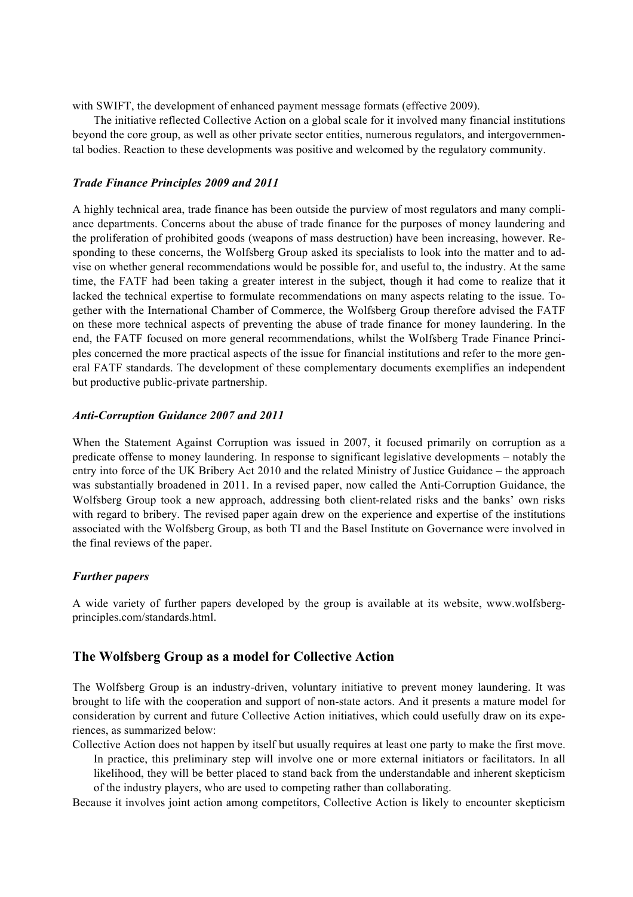with SWIFT, the development of enhanced payment message formats (effective 2009).

The initiative reflected Collective Action on a global scale for it involved many financial institutions beyond the core group, as well as other private sector entities, numerous regulators, and intergovernmental bodies. Reaction to these developments was positive and welcomed by the regulatory community.

### *Trade Finance Principles 2009 and 2011*

A highly technical area, trade finance has been outside the purview of most regulators and many compliance departments. Concerns about the abuse of trade finance for the purposes of money laundering and the proliferation of prohibited goods (weapons of mass destruction) have been increasing, however. Responding to these concerns, the Wolfsberg Group asked its specialists to look into the matter and to advise on whether general recommendations would be possible for, and useful to, the industry. At the same time, the FATF had been taking a greater interest in the subject, though it had come to realize that it lacked the technical expertise to formulate recommendations on many aspects relating to the issue. Together with the International Chamber of Commerce, the Wolfsberg Group therefore advised the FATF on these more technical aspects of preventing the abuse of trade finance for money laundering. In the end, the FATF focused on more general recommendations, whilst the Wolfsberg Trade Finance Principles concerned the more practical aspects of the issue for financial institutions and refer to the more general FATF standards. The development of these complementary documents exemplifies an independent but productive public-private partnership.

### *Anti-Corruption Guidance 2007 and 2011*

When the Statement Against Corruption was issued in 2007, it focused primarily on corruption as a predicate offense to money laundering. In response to significant legislative developments – notably the entry into force of the UK Bribery Act 2010 and the related Ministry of Justice Guidance – the approach was substantially broadened in 2011. In a revised paper, now called the Anti-Corruption Guidance, the Wolfsberg Group took a new approach, addressing both client-related risks and the banks' own risks with regard to bribery. The revised paper again drew on the experience and expertise of the institutions associated with the Wolfsberg Group, as both TI and the Basel Institute on Governance were involved in the final reviews of the paper.

### *Further papers*

A wide variety of further papers developed by the group is available at its website, www.wolfsberg-principles.com/standards.html.

## The Wolfsberg Group as a model for Collective Action

The Wolfsberg Group is an industry-driven, voluntary initiative to prevent money laundering. It was brought to life with the cooperation and support of non-state actors. And it presents a mature model for consideration by current and future Collective Action initiatives, which could usefully draw on its experiences, as summarized below:

Collective Action does not happen by itself but usually requires at least one party to make the first move. In practice, this preliminary step will involve one or more external initiators or facilitators. In all likelihood, they will be better placed to stand back from the understandable and inherent skepticism of the industry players, who are used to competing rather than collaborating.

Because it involves joint action among competitors, Collective Action is likely to encounter skepticism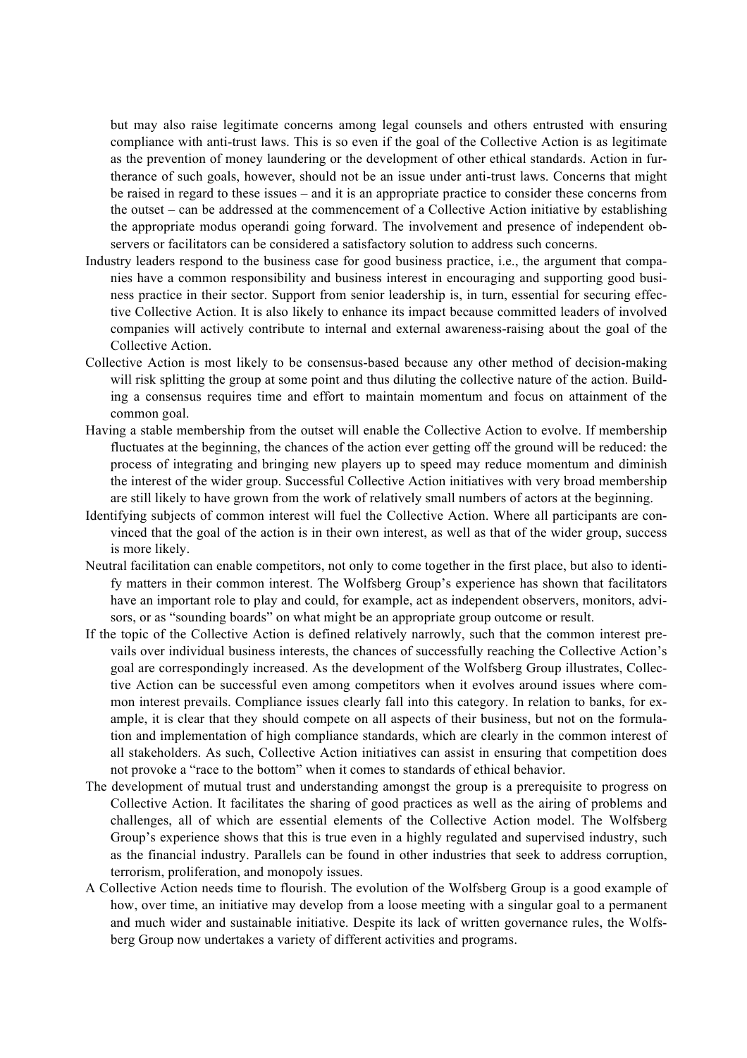but may also raise legitimate concerns among legal counsels and others entrusted with ensuring compliance with anti-trust laws. This is so even if the goal of the Collective Action is as legitimate as the prevention of money laundering or the development of other ethical standards. Action in furtherance of such goals, however, should not be an issue under anti-trust laws. Concerns that might be raised in regard to these issues – and it is an appropriate practice to consider these concerns from the outset – can be addressed at the commencement of a Collective Action initiative by establishing the appropriate modus operandi going forward. The involvement and presence of independent observers or facilitators can be considered a satisfactory solution to address such concerns.

Industry leaders respond to the business case for good business practice, i.e., the argument that companies have a common responsibility and business interest in encouraging and supporting good business practice in their sector. Support from senior leadership is, in turn, essential for securing effective Collective Action. It is also likely to enhance its impact because committed leaders of involved companies will actively contribute to internal and external awareness-raising about the goal of the Collective Action.

Collective Action is most likely to be consensus-based because any other method of decision-making will risk splitting the group at some point and thus diluting the collective nature of the action. Building a consensus requires time and effort to maintain momentum and focus on attainment of the common goal.

Having a stable membership from the outset will enable the Collective Action to evolve. If membership fluctuates at the beginning, the chances of the action ever getting off the ground will be reduced: the process of integrating and bringing new players up to speed may reduce momentum and diminish the interest of the wider group. Successful Collective Action initiatives with very broad membership are still likely to have grown from the work of relatively small numbers of actors at the beginning.

Identifying subjects of common interest will fuel the Collective Action. Where all participants are convinced that the goal of the action is in their own interest, as well as that of the wider group, success is more likely.

Neutral facilitation can enable competitors, not only to come together in the first place, but also to identify matters in their common interest. The Wolfsberg Group's experience has shown that facilitators have an important role to play and could, for example, act as independent observers, monitors, advisors, or as "sounding boards" on what might be an appropriate group outcome or result.

If the topic of the Collective Action is defined relatively narrowly, such that the common interest prevails over individual business interests, the chances of successfully reaching the Collective Action's goal are correspondingly increased. As the development of the Wolfsberg Group illustrates, Collective Action can be successful even among competitors when it evolves around issues where common interest prevails. Compliance issues clearly fall into this category. In relation to banks, for example, it is clear that they should compete on all aspects of their business, but not on the formulation and implementation of high compliance standards, which are clearly in the common interest of all stakeholders. As such, Collective Action initiatives can assist in ensuring that competition does not provoke a "race to the bottom" when it comes to standards of ethical behavior.

The development of mutual trust and understanding amongst the group is a prerequisite to progress on Collective Action. It facilitates the sharing of good practices as well as the airing of problems and challenges, all of which are essential elements of the Collective Action model. The Wolfsberg Group's experience shows that this is true even in a highly regulated and supervised industry, such as the financial industry. Parallels can be found in other industries that seek to address corruption, terrorism, proliferation, and monopoly issues.

A Collective Action needs time to flourish. The evolution of the Wolfsberg Group is a good example of how, over time, an initiative may develop from a loose meeting with a singular goal to a permanent and much wider and sustainable initiative. Despite its lack of written governance rules, the Wolfsberg Group now undertakes a variety of different activities and programs.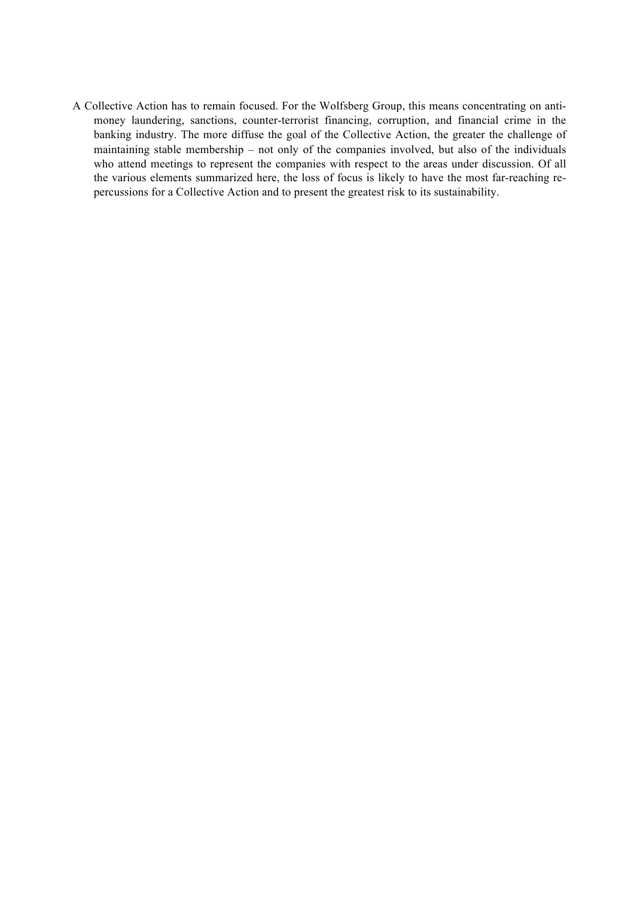A Collective Action has to remain focused. For the Wolfsberg Group, this means concentrating on anti-money laundering, sanctions, counter-terrorist financing, corruption, and financial crime in the banking industry. The more diffuse the goal of the Collective Action, the greater the challenge of maintaining stable membership – not only of the companies involved, but also of the individuals who attend meetings to represent the companies with respect to the areas under discussion. Of all the various elements summarized here, the loss of focus is likely to have the most far-reaching repercussions for a Collective Action and to present the greatest risk to its sustainability.